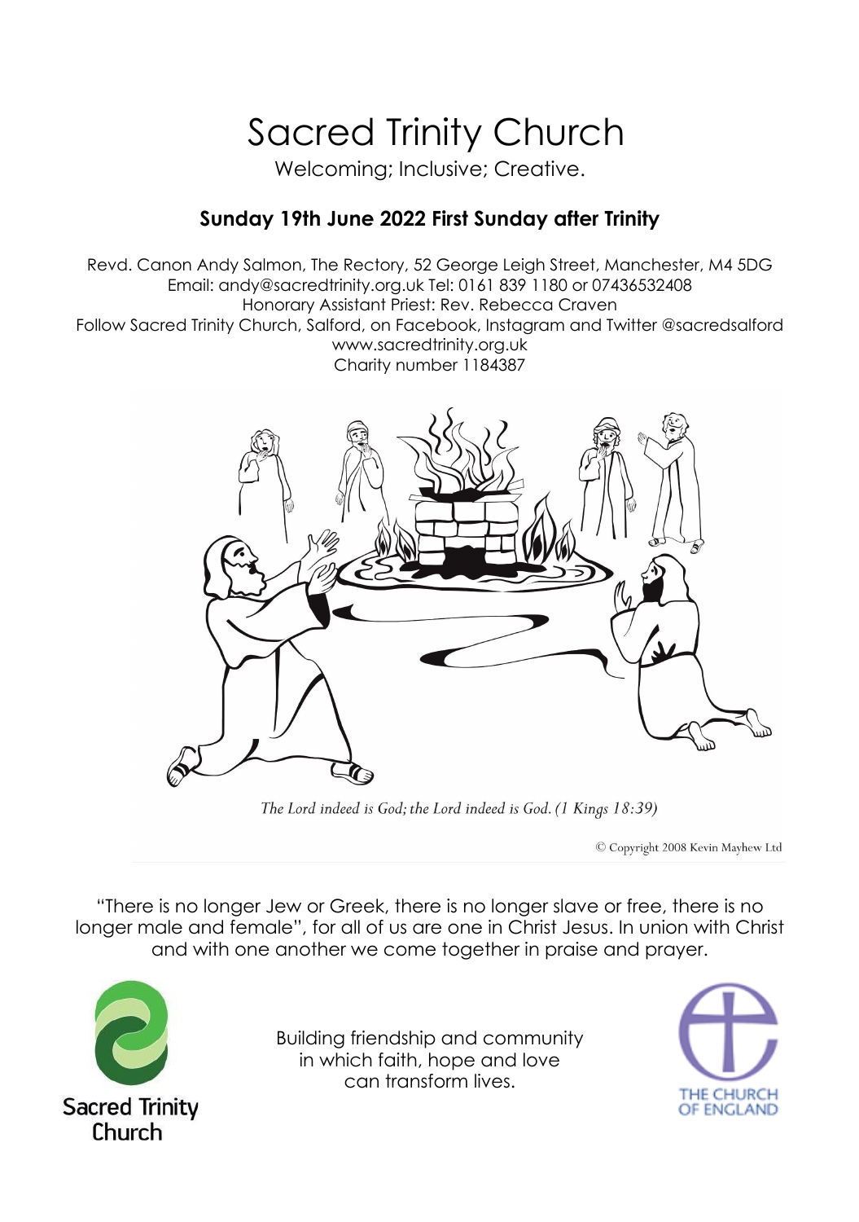# Sacred Trinity Church

Welcoming; Inclusive; Creative.

## Sunday 19th June 2022 First Sunday after Trinity

Revd. Canon Andy Salmon, The Rectory, 52 George Leigh Street, Manchester, M4 5DG
Email: andy@sacredtrinity.org.uk Tel: 0161 839 1180 or 07436532408
Honorary Assistant Priest: Rev. Rebecca Craven
Follow Sacred Trinity Church, Salford, on Facebook, Instagram and Twitter @sacredsalford
www.sacredtrinity.org.uk
Charity number 1184387

*The Lord indeed is God; the Lord indeed is God. (1 Kings 18:39)*

© Copyright 2008 Kevin Mayhew Ltd

"There is no longer Jew or Greek, there is no longer slave or free, there is no longer male and female", for all of us are one in Christ Jesus. In union with Christ and with one another we come together in praise and prayer.

Sacred Trinity Church

Building friendship and community in which faith, hope and love can transform lives.

THE CHURCH OF ENGLAND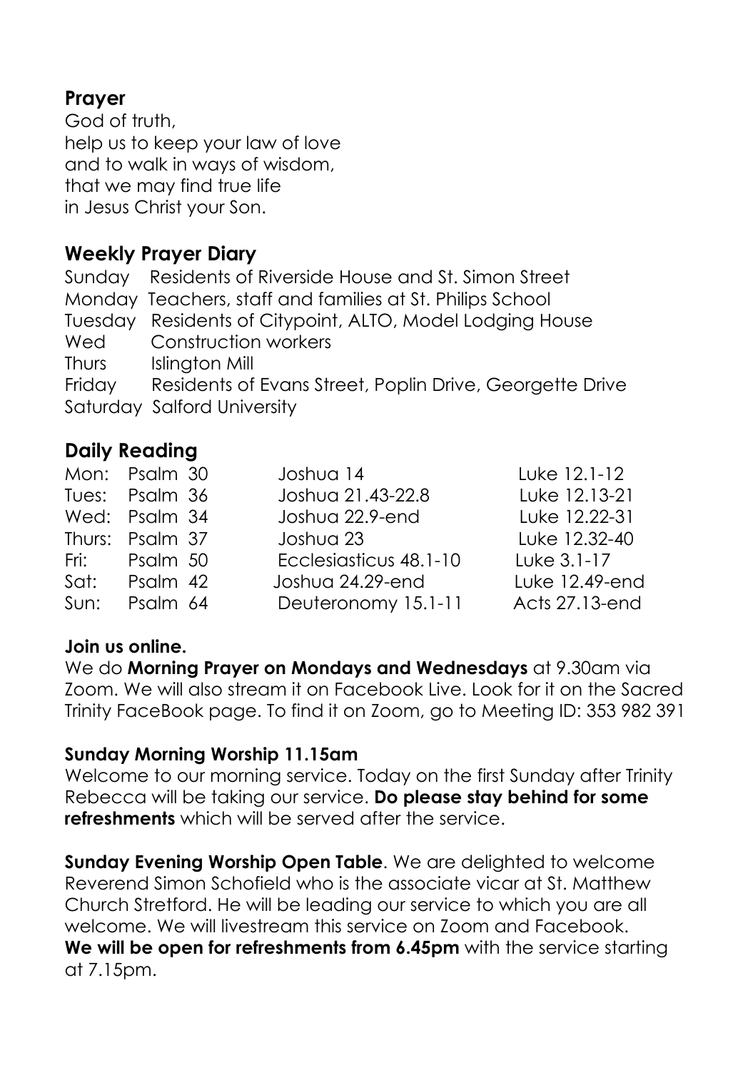## Prayer

God of truth,
help us to keep your law of love
and to walk in ways of wisdom,
that we may find true life
in Jesus Christ your Son.

## Weekly Prayer Diary

| | |
|---|---|
| Sunday | Residents of Riverside House and St. Simon Street |
| Monday | Teachers, staff and families at St. Philips School |
| Tuesday | Residents of Citypoint, ALTO, Model Lodging House |
| Wed | Construction workers |
| Thurs | Islington Mill |
| Friday | Residents of Evans Street, Poplin Drive, Georgette Drive |
| Saturday | Salford University |

## Daily Reading

| | | | |
|---|---|---|---|
| Mon: | Psalm 30 | Joshua 14 | Luke 12.1-12 |
| Tues: | Psalm 36 | Joshua 21.43-22.8 | Luke 12.13-21 |
| Wed: | Psalm 34 | Joshua 22.9-end | Luke 12.22-31 |
| Thurs: | Psalm 37 | Joshua 23 | Luke 12.32-40 |
| Fri: | Psalm 50 | Ecclesiasticus 48.1-10 | Luke 3.1-17 |
| Sat: | Psalm 42 | Joshua 24.29-end | Luke 12.49-end |
| Sun: | Psalm 64 | Deuteronomy 15.1-11 | Acts 27.13-end |

**Join us online.**

We do **Morning Prayer on Mondays and Wednesdays** at 9.30am via Zoom. We will also stream it on Facebook Live. Look for it on the Sacred Trinity FaceBook page. To find it on Zoom, go to Meeting ID: 353 982 391

**Sunday Morning Worship 11.15am**

Welcome to our morning service. Today on the first Sunday after Trinity Rebecca will be taking our service. **Do please stay behind for some refreshments** which will be served after the service.

**Sunday Evening Worship Open Table**. We are delighted to welcome Reverend Simon Schofield who is the associate vicar at St. Matthew Church Stretford. He will be leading our service to which you are all welcome. We will livestream this service on Zoom and Facebook. **We will be open for refreshments from 6.45pm** with the service starting at 7.15pm.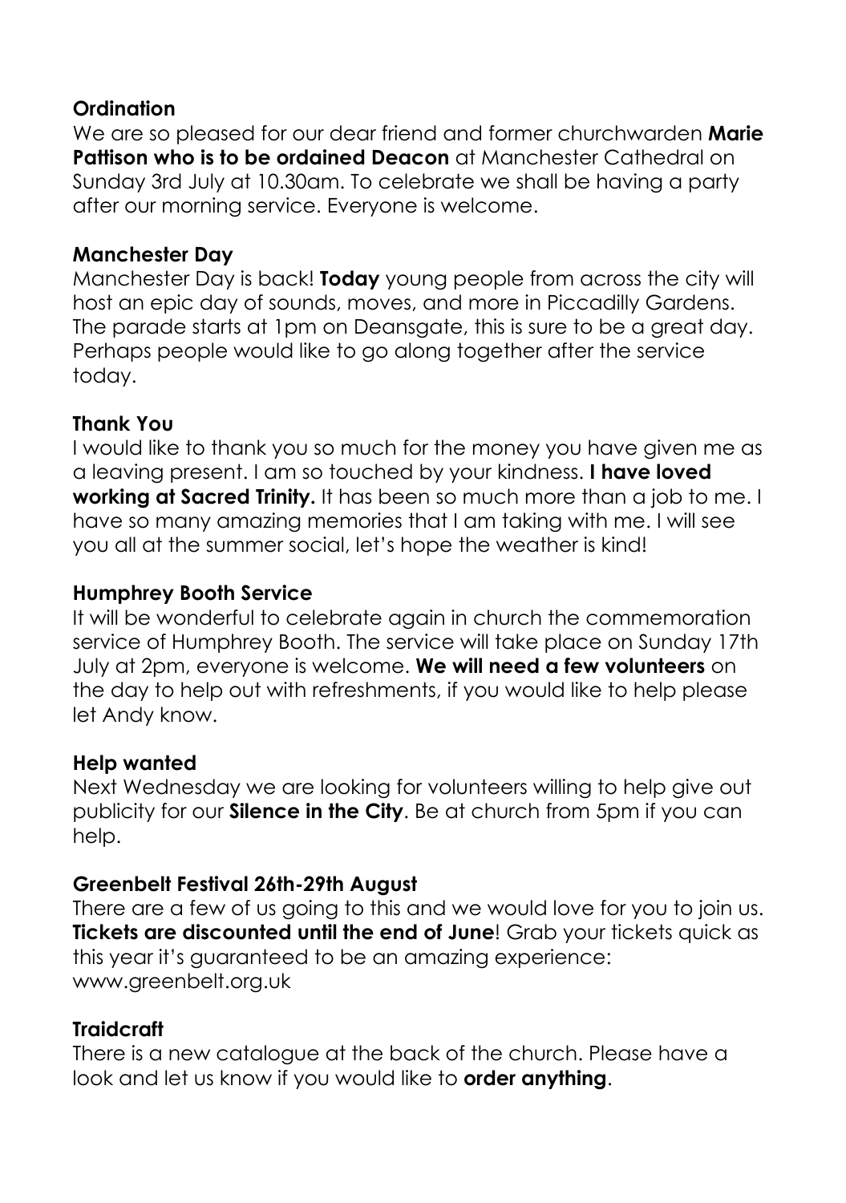**Ordination**

We are so pleased for our dear friend and former churchwarden **Marie Pattison who is to be ordained Deacon** at Manchester Cathedral on Sunday 3rd July at 10.30am. To celebrate we shall be having a party after our morning service. Everyone is welcome.

**Manchester Day**

Manchester Day is back! **Today** young people from across the city will host an epic day of sounds, moves, and more in Piccadilly Gardens. The parade starts at 1pm on Deansgate, this is sure to be a great day. Perhaps people would like to go along together after the service today.

**Thank You**

I would like to thank you so much for the money you have given me as a leaving present. I am so touched by your kindness. **I have loved working at Sacred Trinity.** It has been so much more than a job to me. I have so many amazing memories that I am taking with me. I will see you all at the summer social, let's hope the weather is kind!

**Humphrey Booth Service**

It will be wonderful to celebrate again in church the commemoration service of Humphrey Booth. The service will take place on Sunday 17th July at 2pm, everyone is welcome. **We will need a few volunteers** on the day to help out with refreshments, if you would like to help please let Andy know.

**Help wanted**

Next Wednesday we are looking for volunteers willing to help give out publicity for our **Silence in the City**. Be at church from 5pm if you can help.

**Greenbelt Festival 26th-29th August**

There are a few of us going to this and we would love for you to join us. **Tickets are discounted until the end of June**! Grab your tickets quick as this year it's guaranteed to be an amazing experience: www.greenbelt.org.uk

**Traidcraft**

There is a new catalogue at the back of the church. Please have a look and let us know if you would like to **order anything**.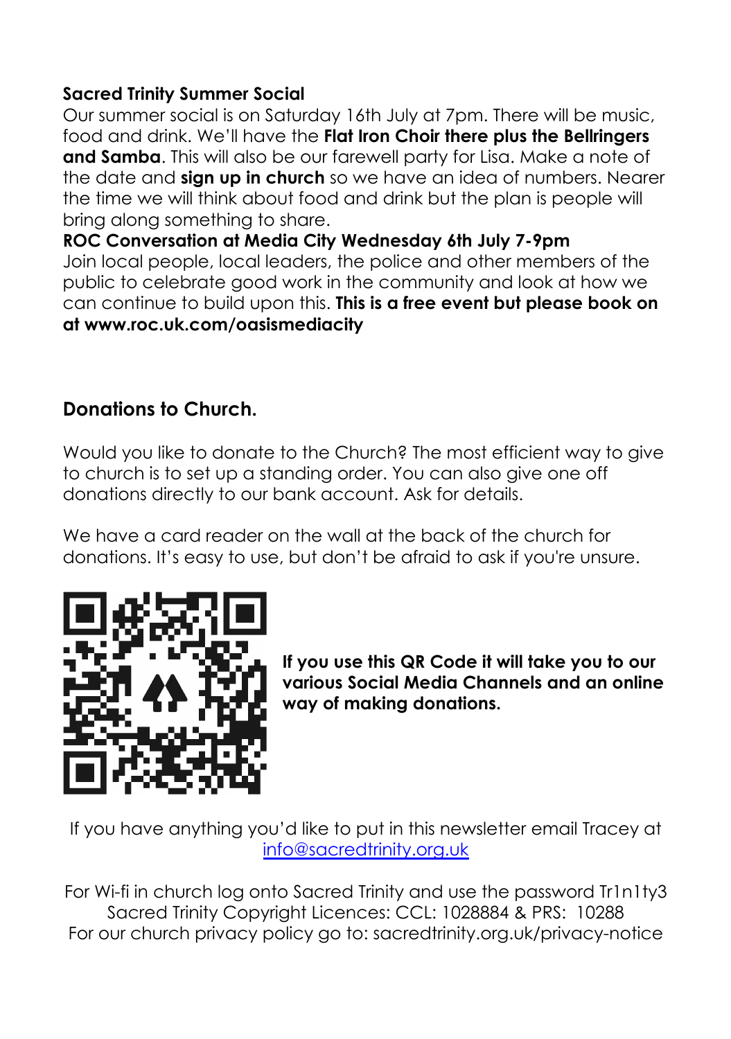**Sacred Trinity Summer Social**

Our summer social is on Saturday 16th July at 7pm. There will be music, food and drink. We'll have the **Flat Iron Choir there plus the Bellringers and Samba**. This will also be our farewell party for Lisa. Make a note of the date and **sign up in church** so we have an idea of numbers. Nearer the time we will think about food and drink but the plan is people will bring along something to share.

**ROC Conversation at Media City Wednesday 6th July 7-9pm**

Join local people, local leaders, the police and other members of the public to celebrate good work in the community and look at how we can continue to build upon this. **This is a free event but please book on at www.roc.uk.com/oasismediacity**

## Donations to Church.

Would you like to donate to the Church? The most efficient way to give to church is to set up a standing order. You can also give one off donations directly to our bank account. Ask for details.

We have a card reader on the wall at the back of the church for donations. It's easy to use, but don't be afraid to ask if you're unsure.

**If you use this QR Code it will take you to our various Social Media Channels and an online way of making donations.**

If you have anything you'd like to put in this newsletter email Tracey at [info@sacredtrinity.org.uk](mailto:info@sacredtrinity.org.uk)

For Wi-fi in church log onto Sacred Trinity and use the password Tr1n1ty3
Sacred Trinity Copyright Licences: CCL: 1028884 & PRS: 10288
For our church privacy policy go to: sacredtrinity.org.uk/privacy-notice